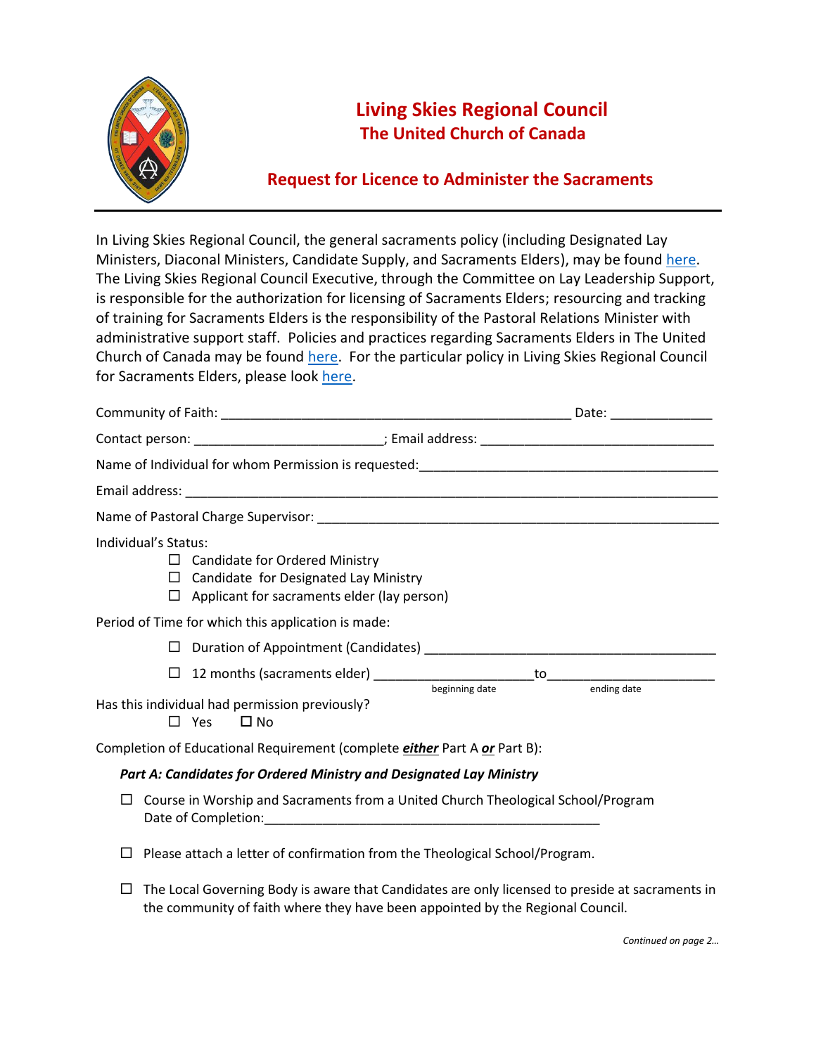# Living Skies Regional Council
## The United Church of Canada

## Request for Licence to Administer the Sacraments

In Living Skies Regional Council, the general sacraments policy (including Designated Lay Ministers, Diaconal Ministers, Candidate Supply, and Sacraments Elders), may be found here. The Living Skies Regional Council Executive, through the Committee on Lay Leadership Support, is responsible for the authorization for licensing of Sacraments Elders; resourcing and tracking of training for Sacraments Elders is the responsibility of the Pastoral Relations Minister with administrative support staff. Policies and practices regarding Sacraments Elders in The United Church of Canada may be found here. For the particular policy in Living Skies Regional Council for Sacraments Elders, please look here.

Community of Faith: ______________________________________________ Date: _____________

Contact person: ________________________; Email address: ______________________________

Name of Individual for whom Permission is requested:_______________________________________

Email address: ________________________________________________________________________

Name of Pastoral Charge Supervisor: _____________________________________________________

Individual's Status:

- ☐ Candidate for Ordered Ministry
- ☐ Candidate for Designated Lay Ministry
- ☐ Applicant for sacraments elder (lay person)

Period of Time for which this application is made:

- ☐ Duration of Appointment (Candidates) ______________________________________
- ☐ 12 months (sacraments elder) _____________________ to ______________________
  (beginning date) (ending date)

Has this individual had permission previously?

☐ Yes ☐ No

Completion of Educational Requirement (complete ***either*** Part A ***or*** Part B):

***Part A: Candidates for Ordered Ministry and Designated Lay Ministry***

☐ Course in Worship and Sacraments from a United Church Theological School/Program
Date of Completion:_____________________________________________

☐ Please attach a letter of confirmation from the Theological School/Program.

☐ The Local Governing Body is aware that Candidates are only licensed to preside at sacraments in the community of faith where they have been appointed by the Regional Council.

*Continued on page 2…*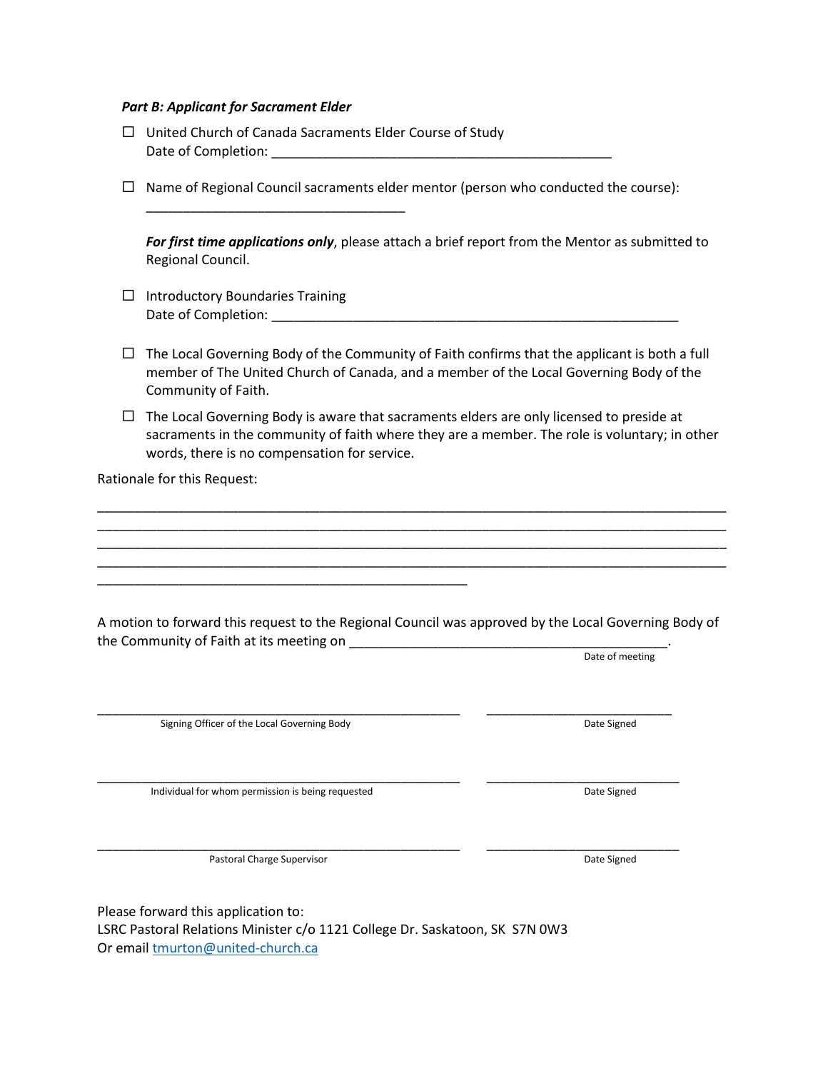***Part B: Applicant for Sacrament Elder***

- ☐ United Church of Canada Sacraments Elder Course of Study
  Date of Completion: ______________________________________________

- ☐ Name of Regional Council sacraments elder mentor (person who conducted the course):
  __________________________________

  ***For first time applications only***, please attach a brief report from the Mentor as submitted to Regional Council.

- ☐ Introductory Boundaries Training
  Date of Completion: ________________________________________________________

- ☐ The Local Governing Body of the Community of Faith confirms that the applicant is both a full member of The United Church of Canada, and a member of the Local Governing Body of the Community of Faith.

- ☐ The Local Governing Body is aware that sacraments elders are only licensed to preside at sacraments in the community of faith where they are a member. The role is voluntary; in other words, there is no compensation for service.

Rationale for this Request:

____________________________________________________________________________________
____________________________________________________________________________________
____________________________________________________________________________________
____________________________________________________________________________________
__________________________________________________

A motion to forward this request to the Regional Council was approved by the Local Governing Body of the Community of Faith at its meeting on __________________________________________.
Date of meeting

_________________________________________________ __________________________
Signing Officer of the Local Governing Body — Date Signed

_________________________________________________ __________________________
Individual for whom permission is being requested — Date Signed

_________________________________________________ __________________________
Pastoral Charge Supervisor — Date Signed

Please forward this application to:
LSRC Pastoral Relations Minister c/o 1121 College Dr. Saskatoon, SK S7N 0W3
Or email tmurton@united-church.ca